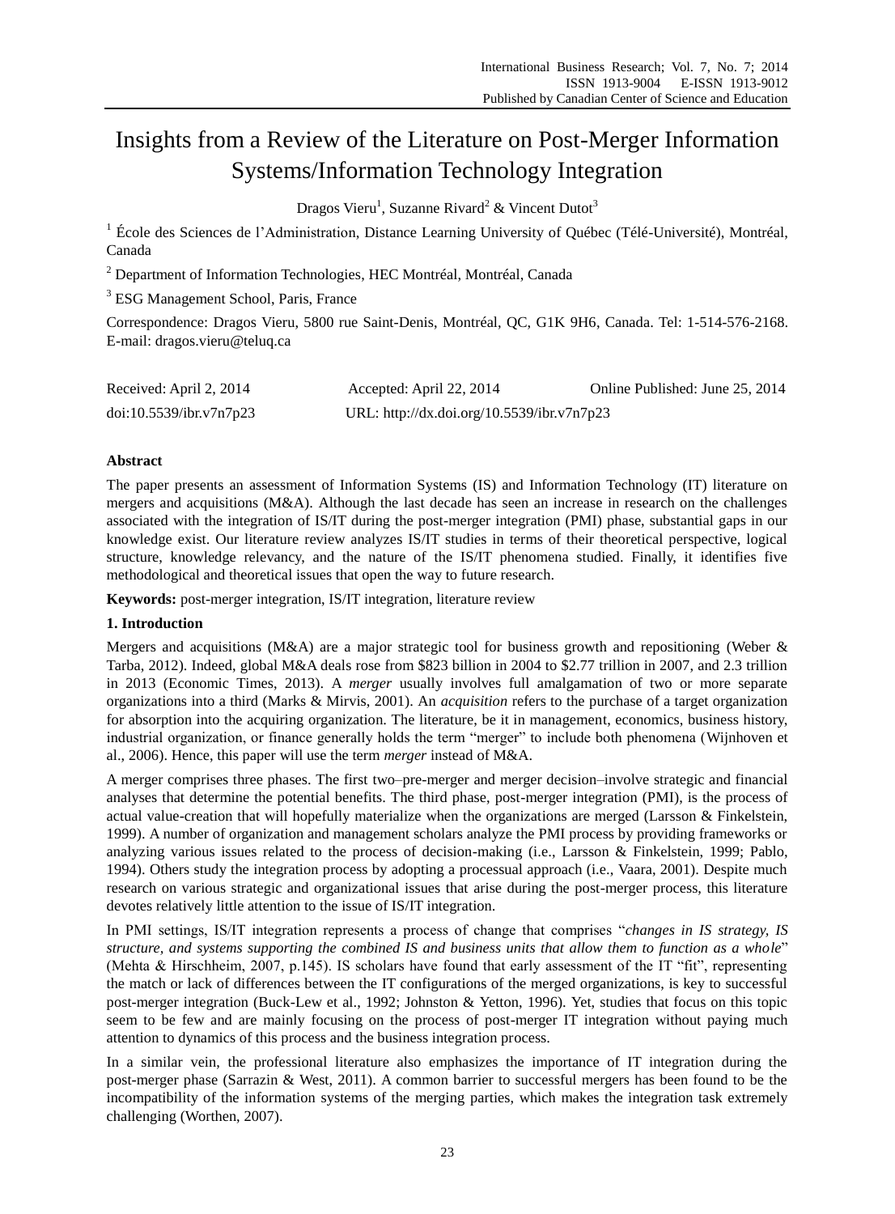# Insights from a Review of the Literature on Post-Merger Information Systems/Information Technology Integration

Dragos Vieru[1], Suzanne Rivard[2] & Vincent Dutot[3]

[1] École des Sciences de l'Administration, Distance Learning University of Québec (Télé-Université), Montréal, Canada

[2] Department of Information Technologies, HEC Montréal, Montréal, Canada

[3] ESG Management School, Paris, France

Correspondence: Dragos Vieru, 5800 rue Saint-Denis, Montréal, QC, G1K 9H6, Canada. Tel: 1-514-576-2168. E-mail: dragos.vieru@teluq.ca

Received: April 2, 2014 Accepted: April 22, 2014 Online Published: June 25, 2014

doi:10.5539/ibr.v7n7p23 URL: http://dx.doi.org/10.5539/ibr.v7n7p23

**Abstract**

The paper presents an assessment of Information Systems (IS) and Information Technology (IT) literature on mergers and acquisitions (M&A). Although the last decade has seen an increase in research on the challenges associated with the integration of IS/IT during the post-merger integration (PMI) phase, substantial gaps in our knowledge exist. Our literature review analyzes IS/IT studies in terms of their theoretical perspective, logical structure, knowledge relevancy, and the nature of the IS/IT phenomena studied. Finally, it identifies five methodological and theoretical issues that open the way to future research.

**Keywords:** post-merger integration, IS/IT integration, literature review

## 1. Introduction

Mergers and acquisitions (M&A) are a major strategic tool for business growth and repositioning (Weber & Tarba, 2012). Indeed, global M&A deals rose from $823 billion in 2004 to $2.77 trillion in 2007, and 2.3 trillion in 2013 (Economic Times, 2013). A *merger* usually involves full amalgamation of two or more separate organizations into a third (Marks & Mirvis, 2001). An *acquisition* refers to the purchase of a target organization for absorption into the acquiring organization. The literature, be it in management, economics, business history, industrial organization, or finance generally holds the term "merger" to include both phenomena (Wijnhoven et al., 2006). Hence, this paper will use the term *merger* instead of M&A.

A merger comprises three phases. The first two–pre-merger and merger decision–involve strategic and financial analyses that determine the potential benefits. The third phase, post-merger integration (PMI), is the process of actual value-creation that will hopefully materialize when the organizations are merged (Larsson & Finkelstein, 1999). A number of organization and management scholars analyze the PMI process by providing frameworks or analyzing various issues related to the process of decision-making (i.e., Larsson & Finkelstein, 1999; Pablo, 1994). Others study the integration process by adopting a processual approach (i.e., Vaara, 2001). Despite much research on various strategic and organizational issues that arise during the post-merger process, this literature devotes relatively little attention to the issue of IS/IT integration.

In PMI settings, IS/IT integration represents a process of change that comprises "*changes in IS strategy, IS structure, and systems supporting the combined IS and business units that allow them to function as a whole*" (Mehta & Hirschheim, 2007, p.145). IS scholars have found that early assessment of the IT "fit", representing the match or lack of differences between the IT configurations of the merged organizations, is key to successful post-merger integration (Buck-Lew et al., 1992; Johnston & Yetton, 1996). Yet, studies that focus on this topic seem to be few and are mainly focusing on the process of post-merger IT integration without paying much attention to dynamics of this process and the business integration process.

In a similar vein, the professional literature also emphasizes the importance of IT integration during the post-merger phase (Sarrazin & West, 2011). A common barrier to successful mergers has been found to be the incompatibility of the information systems of the merging parties, which makes the integration task extremely challenging (Worthen, 2007).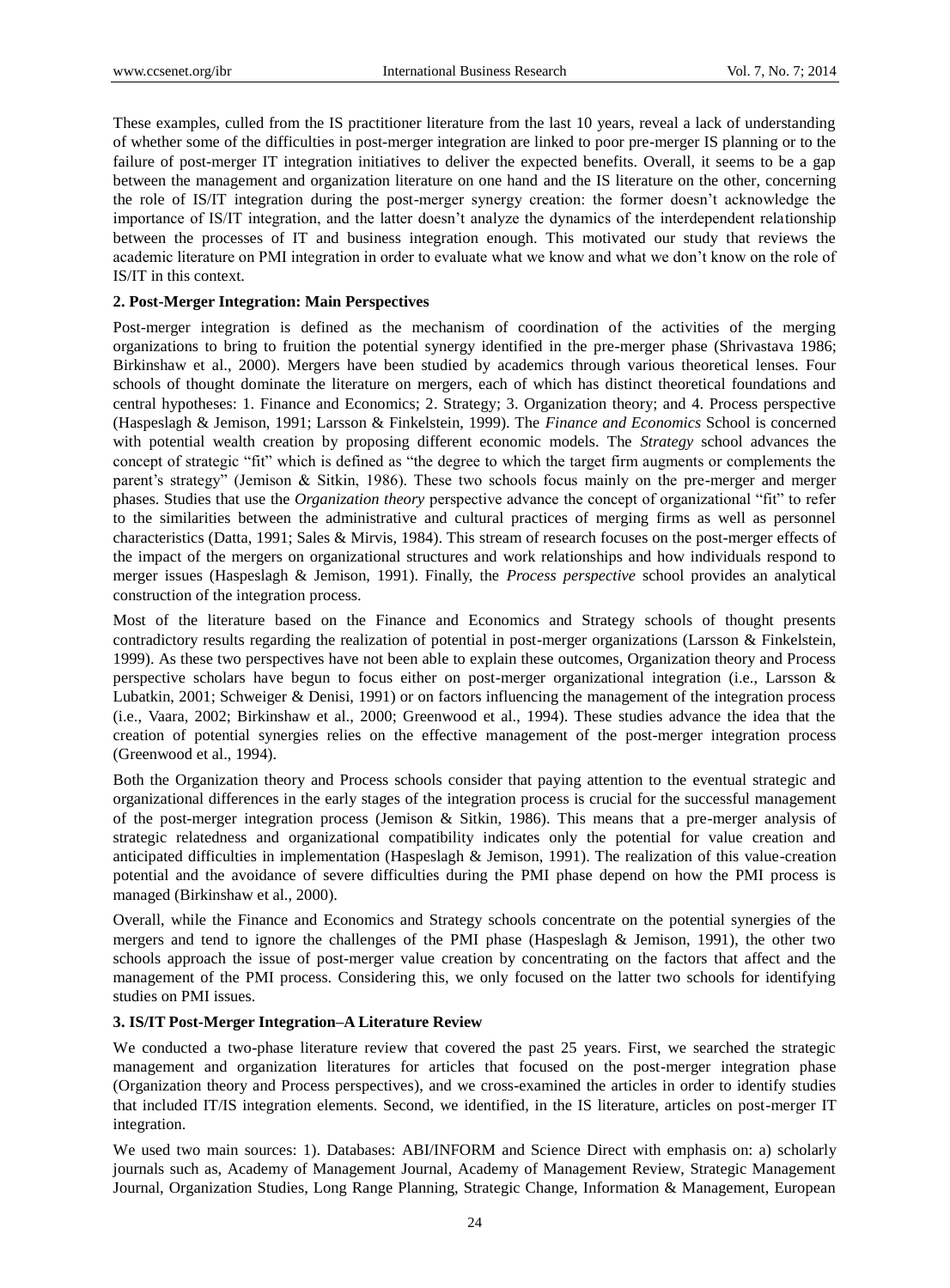These examples, culled from the IS practitioner literature from the last 10 years, reveal a lack of understanding of whether some of the difficulties in post-merger integration are linked to poor pre-merger IS planning or to the failure of post-merger IT integration initiatives to deliver the expected benefits. Overall, it seems to be a gap between the management and organization literature on one hand and the IS literature on the other, concerning the role of IS/IT integration during the post-merger synergy creation: the former doesn't acknowledge the importance of IS/IT integration, and the latter doesn't analyze the dynamics of the interdependent relationship between the processes of IT and business integration enough. This motivated our study that reviews the academic literature on PMI integration in order to evaluate what we know and what we don't know on the role of IS/IT in this context.

## 2. Post-Merger Integration: Main Perspectives

Post-merger integration is defined as the mechanism of coordination of the activities of the merging organizations to bring to fruition the potential synergy identified in the pre-merger phase (Shrivastava 1986; Birkinshaw et al., 2000). Mergers have been studied by academics through various theoretical lenses. Four schools of thought dominate the literature on mergers, each of which has distinct theoretical foundations and central hypotheses: 1. Finance and Economics; 2. Strategy; 3. Organization theory; and 4. Process perspective (Haspeslagh & Jemison, 1991; Larsson & Finkelstein, 1999). The *Finance and Economics* School is concerned with potential wealth creation by proposing different economic models. The *Strategy* school advances the concept of strategic "fit" which is defined as "the degree to which the target firm augments or complements the parent's strategy" (Jemison & Sitkin, 1986). These two schools focus mainly on the pre-merger and merger phases. Studies that use the *Organization theory* perspective advance the concept of organizational "fit" to refer to the similarities between the administrative and cultural practices of merging firms as well as personnel characteristics (Datta, 1991; Sales & Mirvis, 1984). This stream of research focuses on the post-merger effects of the impact of the mergers on organizational structures and work relationships and how individuals respond to merger issues (Haspeslagh & Jemison, 1991). Finally, the *Process perspective* school provides an analytical construction of the integration process.

Most of the literature based on the Finance and Economics and Strategy schools of thought presents contradictory results regarding the realization of potential in post-merger organizations (Larsson & Finkelstein, 1999). As these two perspectives have not been able to explain these outcomes, Organization theory and Process perspective scholars have begun to focus either on post-merger organizational integration (i.e., Larsson & Lubatkin, 2001; Schweiger & Denisi, 1991) or on factors influencing the management of the integration process (i.e., Vaara, 2002; Birkinshaw et al., 2000; Greenwood et al., 1994). These studies advance the idea that the creation of potential synergies relies on the effective management of the post-merger integration process (Greenwood et al., 1994).

Both the Organization theory and Process schools consider that paying attention to the eventual strategic and organizational differences in the early stages of the integration process is crucial for the successful management of the post-merger integration process (Jemison & Sitkin, 1986). This means that a pre-merger analysis of strategic relatedness and organizational compatibility indicates only the potential for value creation and anticipated difficulties in implementation (Haspeslagh & Jemison, 1991). The realization of this value-creation potential and the avoidance of severe difficulties during the PMI phase depend on how the PMI process is managed (Birkinshaw et al., 2000).

Overall, while the Finance and Economics and Strategy schools concentrate on the potential synergies of the mergers and tend to ignore the challenges of the PMI phase (Haspeslagh & Jemison, 1991), the other two schools approach the issue of post-merger value creation by concentrating on the factors that affect and the management of the PMI process. Considering this, we only focused on the latter two schools for identifying studies on PMI issues.

## 3. IS/IT Post-Merger Integration–A Literature Review

We conducted a two-phase literature review that covered the past 25 years. First, we searched the strategic management and organization literatures for articles that focused on the post-merger integration phase (Organization theory and Process perspectives), and we cross-examined the articles in order to identify studies that included IT/IS integration elements. Second, we identified, in the IS literature, articles on post-merger IT integration.

We used two main sources: 1). Databases: ABI/INFORM and Science Direct with emphasis on: a) scholarly journals such as, Academy of Management Journal, Academy of Management Review, Strategic Management Journal, Organization Studies, Long Range Planning, Strategic Change, Information & Management, European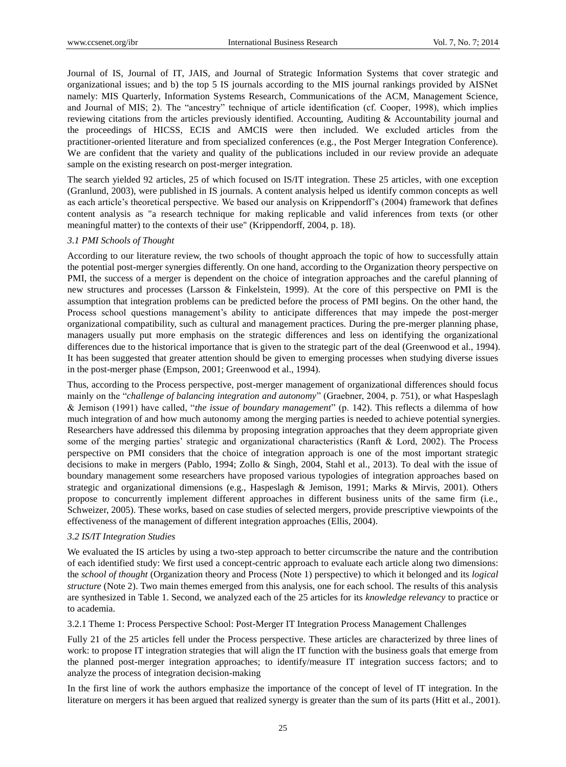Journal of IS, Journal of IT, JAIS, and Journal of Strategic Information Systems that cover strategic and organizational issues; and b) the top 5 IS journals according to the MIS journal rankings provided by AISNet namely: MIS Quarterly, Information Systems Research, Communications of the ACM, Management Science, and Journal of MIS; 2). The "ancestry" technique of article identification (cf. Cooper, 1998), which implies reviewing citations from the articles previously identified. Accounting, Auditing & Accountability journal and the proceedings of HICSS, ECIS and AMCIS were then included. We excluded articles from the practitioner-oriented literature and from specialized conferences (e.g., the Post Merger Integration Conference). We are confident that the variety and quality of the publications included in our review provide an adequate sample on the existing research on post-merger integration.

The search yielded 92 articles, 25 of which focused on IS/IT integration. These 25 articles, with one exception (Granlund, 2003), were published in IS journals. A content analysis helped us identify common concepts as well as each article's theoretical perspective. We based our analysis on Krippendorff's (2004) framework that defines content analysis as "a research technique for making replicable and valid inferences from texts (or other meaningful matter) to the contexts of their use" (Krippendorff, 2004, p. 18).

### *3.1 PMI Schools of Thought*

According to our literature review, the two schools of thought approach the topic of how to successfully attain the potential post-merger synergies differently. On one hand, according to the Organization theory perspective on PMI, the success of a merger is dependent on the choice of integration approaches and the careful planning of new structures and processes (Larsson & Finkelstein, 1999). At the core of this perspective on PMI is the assumption that integration problems can be predicted before the process of PMI begins. On the other hand, the Process school questions management's ability to anticipate differences that may impede the post-merger organizational compatibility, such as cultural and management practices. During the pre-merger planning phase, managers usually put more emphasis on the strategic differences and less on identifying the organizational differences due to the historical importance that is given to the strategic part of the deal (Greenwood et al., 1994). It has been suggested that greater attention should be given to emerging processes when studying diverse issues in the post-merger phase (Empson, 2001; Greenwood et al., 1994).

Thus, according to the Process perspective, post-merger management of organizational differences should focus mainly on the "*challenge of balancing integration and autonomy*" (Graebner, 2004, p. 751), or what Haspeslagh & Jemison (1991) have called, "*the issue of boundary management*" (p. 142). This reflects a dilemma of how much integration of and how much autonomy among the merging parties is needed to achieve potential synergies. Researchers have addressed this dilemma by proposing integration approaches that they deem appropriate given some of the merging parties' strategic and organizational characteristics (Ranft & Lord, 2002). The Process perspective on PMI considers that the choice of integration approach is one of the most important strategic decisions to make in mergers (Pablo, 1994; Zollo & Singh, 2004, Stahl et al., 2013). To deal with the issue of boundary management some researchers have proposed various typologies of integration approaches based on strategic and organizational dimensions (e.g., Haspeslagh & Jemison, 1991; Marks & Mirvis, 2001). Others propose to concurrently implement different approaches in different business units of the same firm (i.e., Schweizer, 2005). These works, based on case studies of selected mergers, provide prescriptive viewpoints of the effectiveness of the management of different integration approaches (Ellis, 2004).

### *3.2 IS/IT Integration Studies*

We evaluated the IS articles by using a two-step approach to better circumscribe the nature and the contribution of each identified study: We first used a concept-centric approach to evaluate each article along two dimensions: the *school of thought* (Organization theory and Process (Note 1) perspective) to which it belonged and its *logical structure* (Note 2). Two main themes emerged from this analysis, one for each school. The results of this analysis are synthesized in Table 1. Second, we analyzed each of the 25 articles for its *knowledge relevancy* to practice or to academia.

#### 3.2.1 Theme 1: Process Perspective School: Post-Merger IT Integration Process Management Challenges

Fully 21 of the 25 articles fell under the Process perspective. These articles are characterized by three lines of work: to propose IT integration strategies that will align the IT function with the business goals that emerge from the planned post-merger integration approaches; to identify/measure IT integration success factors; and to analyze the process of integration decision-making

In the first line of work the authors emphasize the importance of the concept of level of IT integration. In the literature on mergers it has been argued that realized synergy is greater than the sum of its parts (Hitt et al., 2001).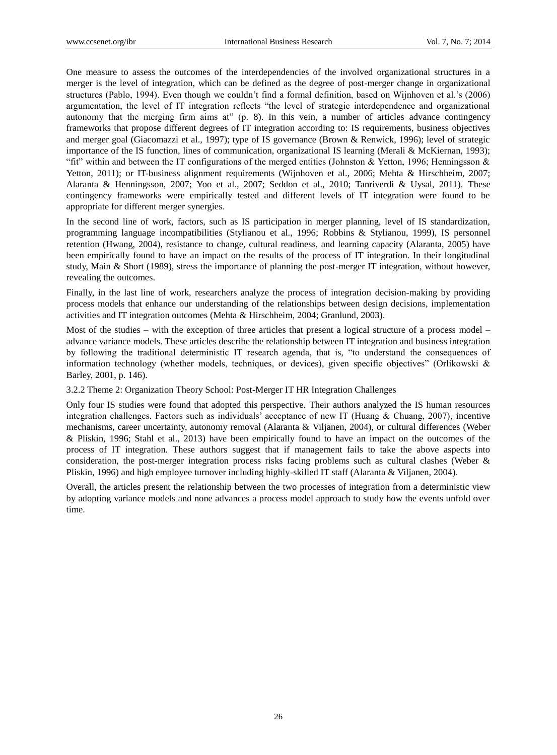One measure to assess the outcomes of the interdependencies of the involved organizational structures in a merger is the level of integration, which can be defined as the degree of post-merger change in organizational structures (Pablo, 1994). Even though we couldn't find a formal definition, based on Wijnhoven et al.'s (2006) argumentation, the level of IT integration reflects "the level of strategic interdependence and organizational autonomy that the merging firm aims at" (p. 8). In this vein, a number of articles advance contingency frameworks that propose different degrees of IT integration according to: IS requirements, business objectives and merger goal (Giacomazzi et al., 1997); type of IS governance (Brown & Renwick, 1996); level of strategic importance of the IS function, lines of communication, organizational IS learning (Merali & McKiernan, 1993); "fit" within and between the IT configurations of the merged entities (Johnston & Yetton, 1996; Henningsson & Yetton, 2011); or IT-business alignment requirements (Wijnhoven et al., 2006; Mehta & Hirschheim, 2007; Alaranta & Henningsson, 2007; Yoo et al., 2007; Seddon et al., 2010; Tanriverdi & Uysal, 2011). These contingency frameworks were empirically tested and different levels of IT integration were found to be appropriate for different merger synergies.

In the second line of work, factors, such as IS participation in merger planning, level of IS standardization, programming language incompatibilities (Stylianou et al., 1996; Robbins & Stylianou, 1999), IS personnel retention (Hwang, 2004), resistance to change, cultural readiness, and learning capacity (Alaranta, 2005) have been empirically found to have an impact on the results of the process of IT integration. In their longitudinal study, Main & Short (1989), stress the importance of planning the post-merger IT integration, without however, revealing the outcomes.

Finally, in the last line of work, researchers analyze the process of integration decision-making by providing process models that enhance our understanding of the relationships between design decisions, implementation activities and IT integration outcomes (Mehta & Hirschheim, 2004; Granlund, 2003).

Most of the studies – with the exception of three articles that present a logical structure of a process model – advance variance models. These articles describe the relationship between IT integration and business integration by following the traditional deterministic IT research agenda, that is, "to understand the consequences of information technology (whether models, techniques, or devices), given specific objectives" (Orlikowski & Barley, 2001, p. 146).

#### 3.2.2 Theme 2: Organization Theory School: Post-Merger IT HR Integration Challenges

Only four IS studies were found that adopted this perspective. Their authors analyzed the IS human resources integration challenges. Factors such as individuals' acceptance of new IT (Huang & Chuang, 2007), incentive mechanisms, career uncertainty, autonomy removal (Alaranta & Viljanen, 2004), or cultural differences (Weber & Pliskin, 1996; Stahl et al., 2013) have been empirically found to have an impact on the outcomes of the process of IT integration. These authors suggest that if management fails to take the above aspects into consideration, the post-merger integration process risks facing problems such as cultural clashes (Weber & Pliskin, 1996) and high employee turnover including highly-skilled IT staff (Alaranta & Viljanen, 2004).

Overall, the articles present the relationship between the two processes of integration from a deterministic view by adopting variance models and none advances a process model approach to study how the events unfold over time.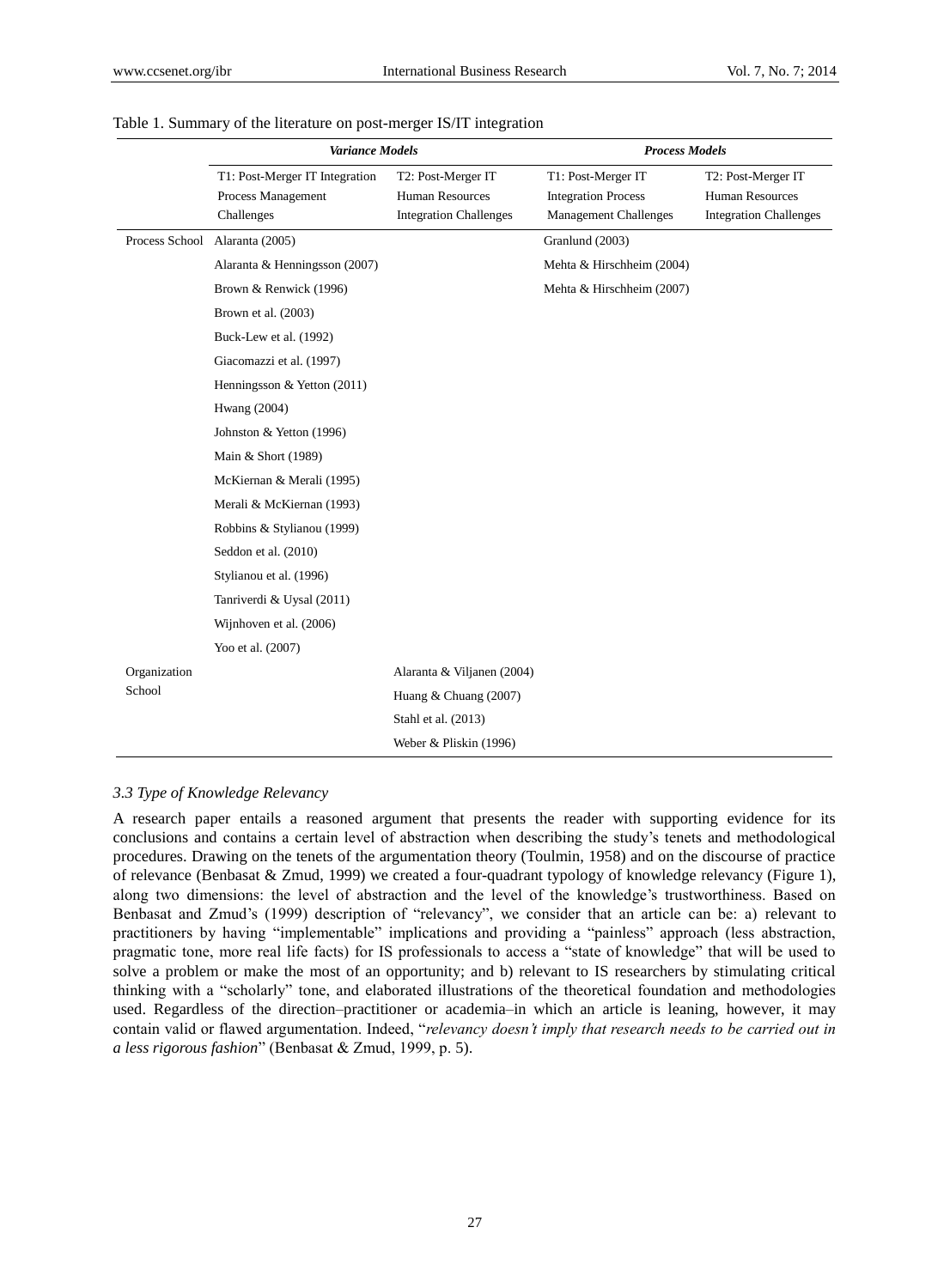Table 1. Summary of the literature on post-merger IS/IT integration

| | *Variance Models* | | *Process Models* | |
|---|---|---|---|---|
| | T1: Post-Merger IT Integration Process Management Challenges | T2: Post-Merger IT Human Resources Integration Challenges | T1: Post-Merger IT Integration Process Management Challenges | T2: Post-Merger IT Human Resources Integration Challenges |
| Process School | Alaranta (2005) | | Granlund (2003) | |
| | Alaranta & Henningsson (2007) | | Mehta & Hirschheim (2004) | |
| | Brown & Renwick (1996) | | Mehta & Hirschheim (2007) | |
| | Brown et al. (2003) | | | |
| | Buck-Lew et al. (1992) | | | |
| | Giacomazzi et al. (1997) | | | |
| | Henningsson & Yetton (2011) | | | |
| | Hwang (2004) | | | |
| | Johnston & Yetton (1996) | | | |
| | Main & Short (1989) | | | |
| | McKiernan & Merali (1995) | | | |
| | Merali & McKiernan (1993) | | | |
| | Robbins & Stylianou (1999) | | | |
| | Seddon et al. (2010) | | | |
| | Stylianou et al. (1996) | | | |
| | Tanriverdi & Uysal (2011) | | | |
| | Wijnhoven et al. (2006) | | | |
| | Yoo et al. (2007) | | | |
| Organization School | | Alaranta & Viljanen (2004) | | |
| | | Huang & Chuang (2007) | | |
| | | Stahl et al. (2013) | | |
| | | Weber & Pliskin (1996) | | |

### *3.3 Type of Knowledge Relevancy*

A research paper entails a reasoned argument that presents the reader with supporting evidence for its conclusions and contains a certain level of abstraction when describing the study's tenets and methodological procedures. Drawing on the tenets of the argumentation theory (Toulmin, 1958) and on the discourse of practice of relevance (Benbasat & Zmud, 1999) we created a four-quadrant typology of knowledge relevancy (Figure 1), along two dimensions: the level of abstraction and the level of the knowledge's trustworthiness. Based on Benbasat and Zmud's (1999) description of "relevancy", we consider that an article can be: a) relevant to practitioners by having "implementable" implications and providing a "painless" approach (less abstraction, pragmatic tone, more real life facts) for IS professionals to access a "state of knowledge" that will be used to solve a problem or make the most of an opportunity; and b) relevant to IS researchers by stimulating critical thinking with a "scholarly" tone, and elaborated illustrations of the theoretical foundation and methodologies used. Regardless of the direction–practitioner or academia–in which an article is leaning, however, it may contain valid or flawed argumentation. Indeed, "*relevancy doesn't imply that research needs to be carried out in a less rigorous fashion*" (Benbasat & Zmud, 1999, p. 5).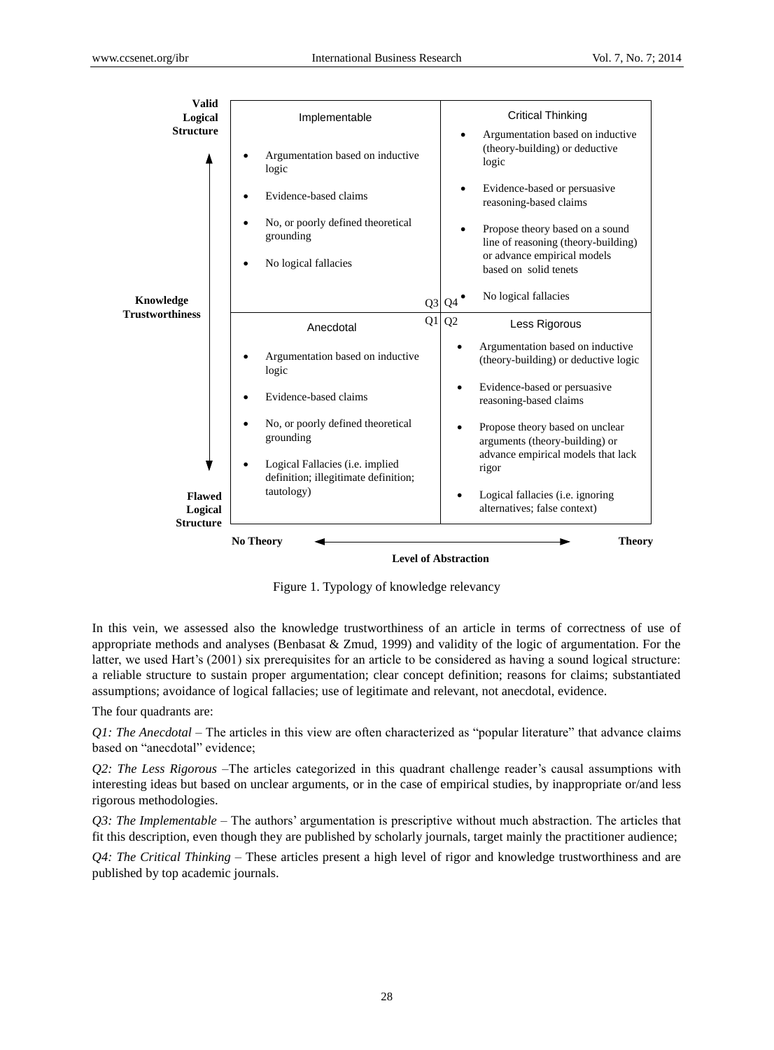| Valid Logical Structure ↑ | Implementable | Critical Thinking |
|---|---|---|
| **Knowledge Trustworthiness** | • Argumentation based on inductive logic<br>• Evidence-based claims<br>• No, or poorly defined theoretical grounding<br>• No logical fallacies<br>Q3 | Q4<br>• Argumentation based on inductive (theory-building) or deductive logic<br>• Evidence-based or persuasive reasoning-based claims<br>• Propose theory based on a sound line of reasoning (theory-building) or advance empirical models based on solid tenets<br>• No logical fallacies |
| | **Anecdotal** | **Less Rigorous** |
| ↓ Flawed Logical Structure | Q1<br>• Argumentation based on inductive logic<br>• Evidence-based claims<br>• No, or poorly defined theoretical grounding<br>• Logical Fallacies (i.e. implied definition; illegitimate definition; tautology) | Q2<br>• Argumentation based on inductive (theory-building) or deductive logic<br>• Evidence-based or persuasive reasoning-based claims<br>• Propose theory based on unclear arguments (theory-building) or advance empirical models that lack rigor<br>• Logical fallacies (i.e. ignoring alternatives; false context) |
| | **No Theory** ← | → **Theory** |
| | **Level of Abstraction** | |

Figure 1. Typology of knowledge relevancy

In this vein, we assessed also the knowledge trustworthiness of an article in terms of correctness of use of appropriate methods and analyses (Benbasat & Zmud, 1999) and validity of the logic of argumentation. For the latter, we used Hart's (2001) six prerequisites for an article to be considered as having a sound logical structure: a reliable structure to sustain proper argumentation; clear concept definition; reasons for claims; substantiated assumptions; avoidance of logical fallacies; use of legitimate and relevant, not anecdotal, evidence.

The four quadrants are:

*Q1: The Anecdotal* – The articles in this view are often characterized as "popular literature" that advance claims based on "anecdotal" evidence;

*Q2: The Less Rigorous* –The articles categorized in this quadrant challenge reader's causal assumptions with interesting ideas but based on unclear arguments, or in the case of empirical studies, by inappropriate or/and less rigorous methodologies.

*Q3: The Implementable* – The authors' argumentation is prescriptive without much abstraction. The articles that fit this description, even though they are published by scholarly journals, target mainly the practitioner audience;

*Q4: The Critical Thinking* – These articles present a high level of rigor and knowledge trustworthiness and are published by top academic journals.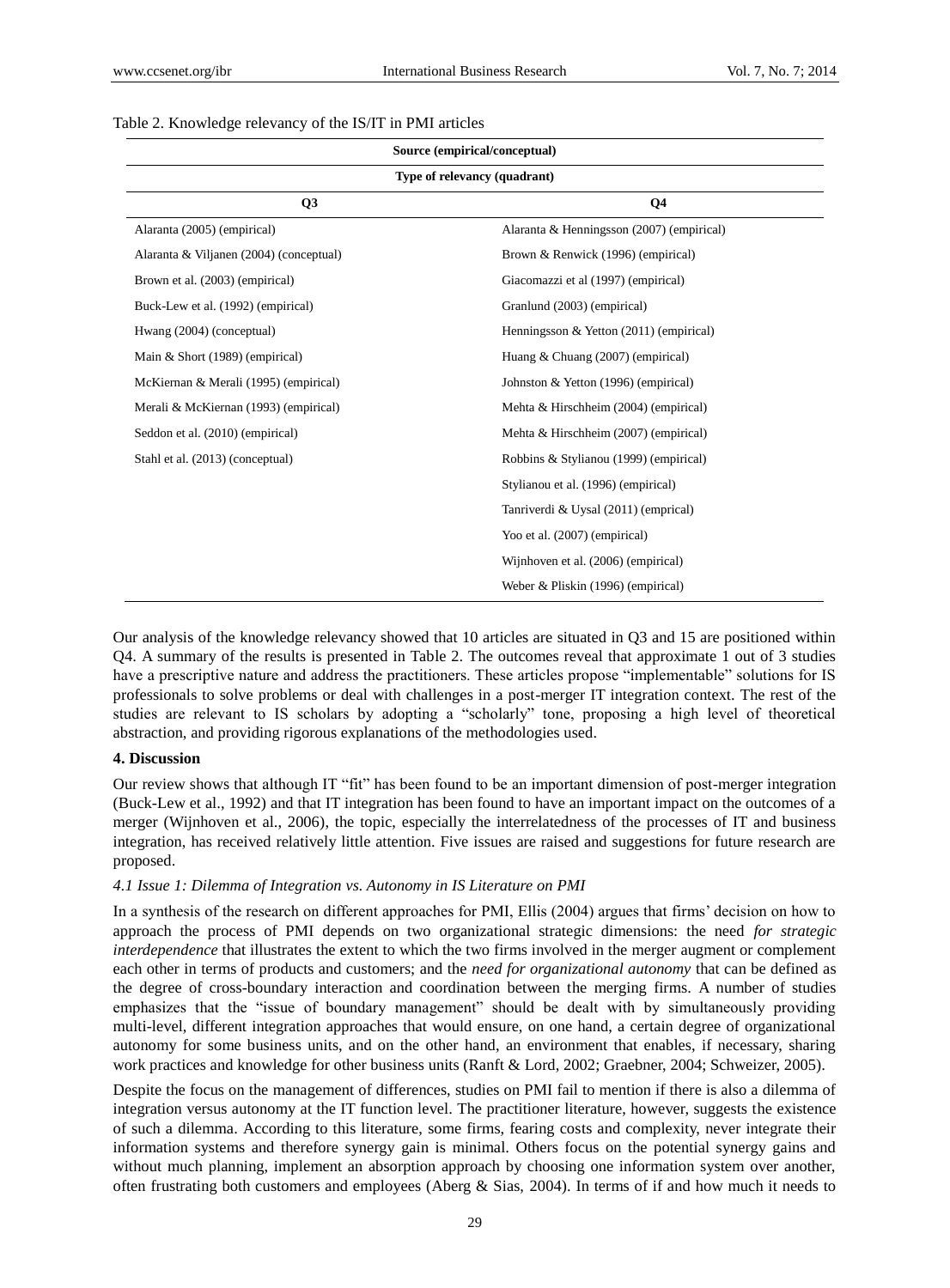Table 2. Knowledge relevancy of the IS/IT in PMI articles

| Source (empirical/conceptual) | |
|---|---|
| Type of relevancy (quadrant) | |
| **Q3** | **Q4** |
| Alaranta (2005) (empirical) | Alaranta & Henningsson (2007) (empirical) |
| Alaranta & Viljanen (2004) (conceptual) | Brown & Renwick (1996) (empirical) |
| Brown et al. (2003) (empirical) | Giacomazzi et al (1997) (empirical) |
| Buck-Lew et al. (1992) (empirical) | Granlund (2003) (empirical) |
| Hwang (2004) (conceptual) | Henningsson & Yetton (2011) (empirical) |
| Main & Short (1989) (empirical) | Huang & Chuang (2007) (empirical) |
| McKiernan & Merali (1995) (empirical) | Johnston & Yetton (1996) (empirical) |
| Merali & McKiernan (1993) (empirical) | Mehta & Hirschheim (2004) (empirical) |
| Seddon et al. (2010) (empirical) | Mehta & Hirschheim (2007) (empirical) |
| Stahl et al. (2013) (conceptual) | Robbins & Stylianou (1999) (empirical) |
| | Stylianou et al. (1996) (empirical) |
| | Tanriverdi & Uysal (2011) (emprical) |
| | Yoo et al. (2007) (empirical) |
| | Wijnhoven et al. (2006) (empirical) |
| | Weber & Pliskin (1996) (empirical) |

Our analysis of the knowledge relevancy showed that 10 articles are situated in Q3 and 15 are positioned within Q4. A summary of the results is presented in Table 2. The outcomes reveal that approximate 1 out of 3 studies have a prescriptive nature and address the practitioners. These articles propose "implementable" solutions for IS professionals to solve problems or deal with challenges in a post-merger IT integration context. The rest of the studies are relevant to IS scholars by adopting a "scholarly" tone, proposing a high level of theoretical abstraction, and providing rigorous explanations of the methodologies used.

## 4. Discussion

Our review shows that although IT "fit" has been found to be an important dimension of post-merger integration (Buck-Lew et al., 1992) and that IT integration has been found to have an important impact on the outcomes of a merger (Wijnhoven et al., 2006), the topic, especially the interrelatedness of the processes of IT and business integration, has received relatively little attention. Five issues are raised and suggestions for future research are proposed.

### 4.1 Issue 1: Dilemma of Integration vs. Autonomy in IS Literature on PMI

In a synthesis of the research on different approaches for PMI, Ellis (2004) argues that firms' decision on how to approach the process of PMI depends on two organizational strategic dimensions: the need *for strategic interdependence* that illustrates the extent to which the two firms involved in the merger augment or complement each other in terms of products and customers; and the *need for organizational autonomy* that can be defined as the degree of cross-boundary interaction and coordination between the merging firms. A number of studies emphasizes that the "issue of boundary management" should be dealt with by simultaneously providing multi-level, different integration approaches that would ensure, on one hand, a certain degree of organizational autonomy for some business units, and on the other hand, an environment that enables, if necessary, sharing work practices and knowledge for other business units (Ranft & Lord, 2002; Graebner, 2004; Schweizer, 2005).

Despite the focus on the management of differences, studies on PMI fail to mention if there is also a dilemma of integration versus autonomy at the IT function level. The practitioner literature, however, suggests the existence of such a dilemma. According to this literature, some firms, fearing costs and complexity, never integrate their information systems and therefore synergy gain is minimal. Others focus on the potential synergy gains and without much planning, implement an absorption approach by choosing one information system over another, often frustrating both customers and employees (Aberg & Sias, 2004). In terms of if and how much it needs to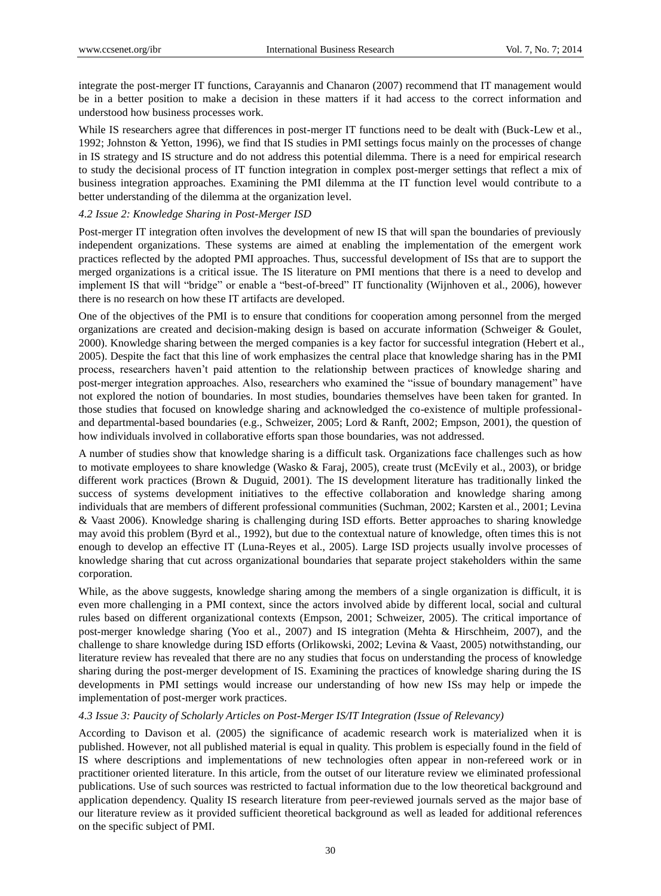integrate the post-merger IT functions, Carayannis and Chanaron (2007) recommend that IT management would be in a better position to make a decision in these matters if it had access to the correct information and understood how business processes work.

While IS researchers agree that differences in post-merger IT functions need to be dealt with (Buck-Lew et al., 1992; Johnston & Yetton, 1996), we find that IS studies in PMI settings focus mainly on the processes of change in IS strategy and IS structure and do not address this potential dilemma. There is a need for empirical research to study the decisional process of IT function integration in complex post-merger settings that reflect a mix of business integration approaches. Examining the PMI dilemma at the IT function level would contribute to a better understanding of the dilemma at the organization level.

#### *4.2 Issue 2: Knowledge Sharing in Post-Merger ISD*

Post-merger IT integration often involves the development of new IS that will span the boundaries of previously independent organizations. These systems are aimed at enabling the implementation of the emergent work practices reflected by the adopted PMI approaches. Thus, successful development of ISs that are to support the merged organizations is a critical issue. The IS literature on PMI mentions that there is a need to develop and implement IS that will "bridge" or enable a "best-of-breed" IT functionality (Wijnhoven et al., 2006), however there is no research on how these IT artifacts are developed.

One of the objectives of the PMI is to ensure that conditions for cooperation among personnel from the merged organizations are created and decision-making design is based on accurate information (Schweiger & Goulet, 2000). Knowledge sharing between the merged companies is a key factor for successful integration (Hebert et al., 2005). Despite the fact that this line of work emphasizes the central place that knowledge sharing has in the PMI process, researchers haven't paid attention to the relationship between practices of knowledge sharing and post-merger integration approaches. Also, researchers who examined the "issue of boundary management" have not explored the notion of boundaries. In most studies, boundaries themselves have been taken for granted. In those studies that focused on knowledge sharing and acknowledged the co-existence of multiple professional- and departmental-based boundaries (e.g., Schweizer, 2005; Lord & Ranft, 2002; Empson, 2001), the question of how individuals involved in collaborative efforts span those boundaries, was not addressed.

A number of studies show that knowledge sharing is a difficult task. Organizations face challenges such as how to motivate employees to share knowledge (Wasko & Faraj, 2005), create trust (McEvily et al., 2003), or bridge different work practices (Brown & Duguid, 2001). The IS development literature has traditionally linked the success of systems development initiatives to the effective collaboration and knowledge sharing among individuals that are members of different professional communities (Suchman, 2002; Karsten et al., 2001; Levina & Vaast 2006). Knowledge sharing is challenging during ISD efforts. Better approaches to sharing knowledge may avoid this problem (Byrd et al., 1992), but due to the contextual nature of knowledge, often times this is not enough to develop an effective IT (Luna-Reyes et al., 2005). Large ISD projects usually involve processes of knowledge sharing that cut across organizational boundaries that separate project stakeholders within the same corporation.

While, as the above suggests, knowledge sharing among the members of a single organization is difficult, it is even more challenging in a PMI context, since the actors involved abide by different local, social and cultural rules based on different organizational contexts (Empson, 2001; Schweizer, 2005). The critical importance of post-merger knowledge sharing (Yoo et al., 2007) and IS integration (Mehta & Hirschheim, 2007), and the challenge to share knowledge during ISD efforts (Orlikowski, 2002; Levina & Vaast, 2005) notwithstanding, our literature review has revealed that there are no any studies that focus on understanding the process of knowledge sharing during the post-merger development of IS. Examining the practices of knowledge sharing during the IS developments in PMI settings would increase our understanding of how new ISs may help or impede the implementation of post-merger work practices.

#### *4.3 Issue 3: Paucity of Scholarly Articles on Post-Merger IS/IT Integration (Issue of Relevancy)*

According to Davison et al. (2005) the significance of academic research work is materialized when it is published. However, not all published material is equal in quality. This problem is especially found in the field of IS where descriptions and implementations of new technologies often appear in non-refereed work or in practitioner oriented literature. In this article, from the outset of our literature review we eliminated professional publications. Use of such sources was restricted to factual information due to the low theoretical background and application dependency. Quality IS research literature from peer-reviewed journals served as the major base of our literature review as it provided sufficient theoretical background as well as leaded for additional references on the specific subject of PMI.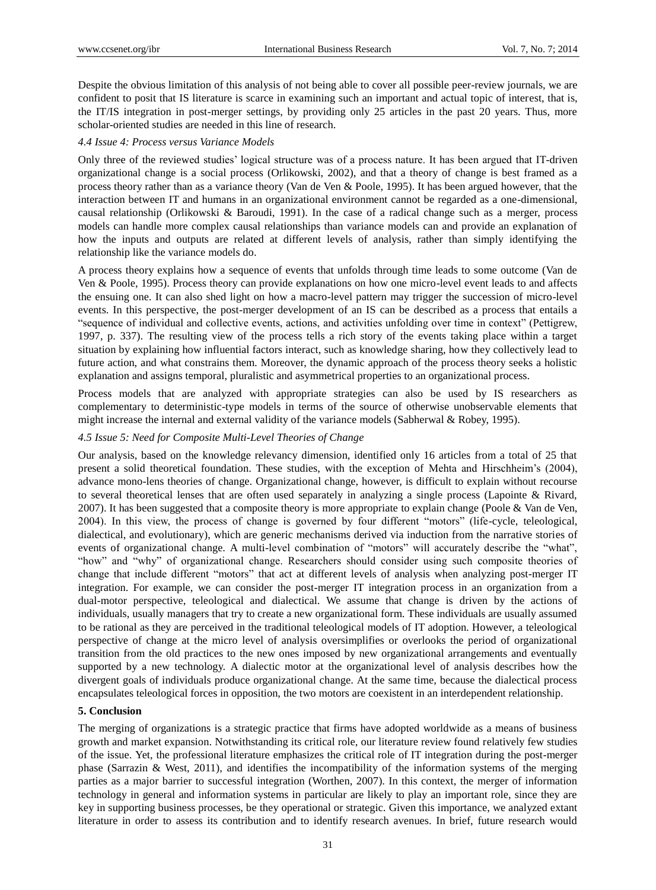Despite the obvious limitation of this analysis of not being able to cover all possible peer-review journals, we are confident to posit that IS literature is scarce in examining such an important and actual topic of interest, that is, the IT/IS integration in post-merger settings, by providing only 25 articles in the past 20 years. Thus, more scholar-oriented studies are needed in this line of research.

### *4.4 Issue 4: Process versus Variance Models*

Only three of the reviewed studies' logical structure was of a process nature. It has been argued that IT-driven organizational change is a social process (Orlikowski, 2002), and that a theory of change is best framed as a process theory rather than as a variance theory (Van de Ven & Poole, 1995). It has been argued however, that the interaction between IT and humans in an organizational environment cannot be regarded as a one-dimensional, causal relationship (Orlikowski & Baroudi, 1991). In the case of a radical change such as a merger, process models can handle more complex causal relationships than variance models can and provide an explanation of how the inputs and outputs are related at different levels of analysis, rather than simply identifying the relationship like the variance models do.

A process theory explains how a sequence of events that unfolds through time leads to some outcome (Van de Ven & Poole, 1995). Process theory can provide explanations on how one micro-level event leads to and affects the ensuing one. It can also shed light on how a macro-level pattern may trigger the succession of micro-level events. In this perspective, the post-merger development of an IS can be described as a process that entails a "sequence of individual and collective events, actions, and activities unfolding over time in context" (Pettigrew, 1997, p. 337). The resulting view of the process tells a rich story of the events taking place within a target situation by explaining how influential factors interact, such as knowledge sharing, how they collectively lead to future action, and what constrains them. Moreover, the dynamic approach of the process theory seeks a holistic explanation and assigns temporal, pluralistic and asymmetrical properties to an organizational process.

Process models that are analyzed with appropriate strategies can also be used by IS researchers as complementary to deterministic-type models in terms of the source of otherwise unobservable elements that might increase the internal and external validity of the variance models (Sabherwal & Robey, 1995).

### *4.5 Issue 5: Need for Composite Multi-Level Theories of Change*

Our analysis, based on the knowledge relevancy dimension, identified only 16 articles from a total of 25 that present a solid theoretical foundation. These studies, with the exception of Mehta and Hirschheim's (2004), advance mono-lens theories of change. Organizational change, however, is difficult to explain without recourse to several theoretical lenses that are often used separately in analyzing a single process (Lapointe & Rivard, 2007). It has been suggested that a composite theory is more appropriate to explain change (Poole & Van de Ven, 2004). In this view, the process of change is governed by four different "motors" (life-cycle, teleological, dialectical, and evolutionary), which are generic mechanisms derived via induction from the narrative stories of events of organizational change. A multi-level combination of "motors" will accurately describe the "what", "how" and "why" of organizational change. Researchers should consider using such composite theories of change that include different "motors" that act at different levels of analysis when analyzing post-merger IT integration. For example, we can consider the post-merger IT integration process in an organization from a dual-motor perspective, teleological and dialectical. We assume that change is driven by the actions of individuals, usually managers that try to create a new organizational form. These individuals are usually assumed to be rational as they are perceived in the traditional teleological models of IT adoption. However, a teleological perspective of change at the micro level of analysis oversimplifies or overlooks the period of organizational transition from the old practices to the new ones imposed by new organizational arrangements and eventually supported by a new technology. A dialectic motor at the organizational level of analysis describes how the divergent goals of individuals produce organizational change. At the same time, because the dialectical process encapsulates teleological forces in opposition, the two motors are coexistent in an interdependent relationship.

## 5. Conclusion

The merging of organizations is a strategic practice that firms have adopted worldwide as a means of business growth and market expansion. Notwithstanding its critical role, our literature review found relatively few studies of the issue. Yet, the professional literature emphasizes the critical role of IT integration during the post-merger phase (Sarrazin & West, 2011), and identifies the incompatibility of the information systems of the merging parties as a major barrier to successful integration (Worthen, 2007). In this context, the merger of information technology in general and information systems in particular are likely to play an important role, since they are key in supporting business processes, be they operational or strategic. Given this importance, we analyzed extant literature in order to assess its contribution and to identify research avenues. In brief, future research would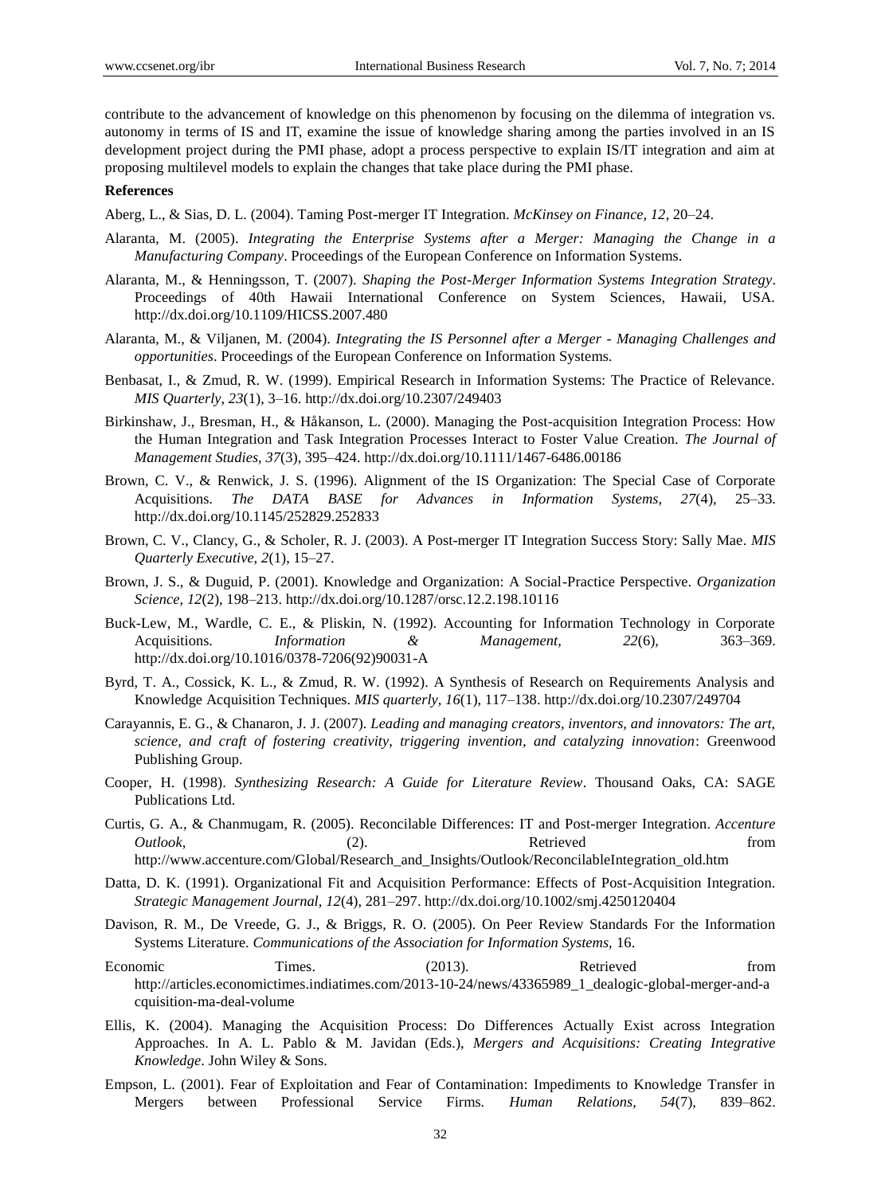contribute to the advancement of knowledge on this phenomenon by focusing on the dilemma of integration vs. autonomy in terms of IS and IT, examine the issue of knowledge sharing among the parties involved in an IS development project during the PMI phase, adopt a process perspective to explain IS/IT integration and aim at proposing multilevel models to explain the changes that take place during the PMI phase.

**References**

Aberg, L., & Sias, D. L. (2004). Taming Post-merger IT Integration. *McKinsey on Finance, 12*, 20–24.

Alaranta, M. (2005). *Integrating the Enterprise Systems after a Merger: Managing the Change in a Manufacturing Company*. Proceedings of the European Conference on Information Systems.

Alaranta, M., & Henningsson, T. (2007). *Shaping the Post-Merger Information Systems Integration Strategy*. Proceedings of 40th Hawaii International Conference on System Sciences, Hawaii, USA. http://dx.doi.org/10.1109/HICSS.2007.480

Alaranta, M., & Viljanen, M. (2004). *Integrating the IS Personnel after a Merger - Managing Challenges and opportunities*. Proceedings of the European Conference on Information Systems.

Benbasat, I., & Zmud, R. W. (1999). Empirical Research in Information Systems: The Practice of Relevance. *MIS Quarterly, 23*(1), 3–16. http://dx.doi.org/10.2307/249403

Birkinshaw, J., Bresman, H., & Håkanson, L. (2000). Managing the Post-acquisition Integration Process: How the Human Integration and Task Integration Processes Interact to Foster Value Creation. *The Journal of Management Studies, 37*(3), 395–424. http://dx.doi.org/10.1111/1467-6486.00186

Brown, C. V., & Renwick, J. S. (1996). Alignment of the IS Organization: The Special Case of Corporate Acquisitions. *The DATA BASE for Advances in Information Systems, 27*(4), 25–33. http://dx.doi.org/10.1145/252829.252833

Brown, C. V., Clancy, G., & Scholer, R. J. (2003). A Post-merger IT Integration Success Story: Sally Mae. *MIS Quarterly Executive, 2*(1), 15–27.

Brown, J. S., & Duguid, P. (2001). Knowledge and Organization: A Social-Practice Perspective. *Organization Science, 12*(2), 198–213. http://dx.doi.org/10.1287/orsc.12.2.198.10116

Buck-Lew, M., Wardle, C. E., & Pliskin, N. (1992). Accounting for Information Technology in Corporate Acquisitions. *Information & Management, 22*(6), 363–369. http://dx.doi.org/10.1016/0378-7206(92)90031-A

Byrd, T. A., Cossick, K. L., & Zmud, R. W. (1992). A Synthesis of Research on Requirements Analysis and Knowledge Acquisition Techniques. *MIS quarterly, 16*(1), 117–138. http://dx.doi.org/10.2307/249704

Carayannis, E. G., & Chanaron, J. J. (2007). *Leading and managing creators, inventors, and innovators: The art, science, and craft of fostering creativity, triggering invention, and catalyzing innovation*: Greenwood Publishing Group.

Cooper, H. (1998). *Synthesizing Research: A Guide for Literature Review*. Thousand Oaks, CA: SAGE Publications Ltd.

Curtis, G. A., & Chanmugam, R. (2005). Reconcilable Differences: IT and Post-merger Integration. *Accenture Outlook*, (2). Retrieved from http://www.accenture.com/Global/Research_and_Insights/Outlook/ReconcilableIntegration_old.htm

Datta, D. K. (1991). Organizational Fit and Acquisition Performance: Effects of Post-Acquisition Integration. *Strategic Management Journal, 12*(4), 281–297. http://dx.doi.org/10.1002/smj.4250120404

Davison, R. M., De Vreede, G. J., & Briggs, R. O. (2005). On Peer Review Standards For the Information Systems Literature. *Communications of the Association for Information Systems*, 16.

Economic Times. (2013). Retrieved from http://articles.economictimes.indiatimes.com/2013-10-24/news/43365989_1_dealogic-global-merger-and-acquisition-ma-deal-volume

Ellis, K. (2004). Managing the Acquisition Process: Do Differences Actually Exist across Integration Approaches. In A. L. Pablo & M. Javidan (Eds.), *Mergers and Acquisitions: Creating Integrative Knowledge*. John Wiley & Sons.

Empson, L. (2001). Fear of Exploitation and Fear of Contamination: Impediments to Knowledge Transfer in Mergers between Professional Service Firms. *Human Relations, 54*(7), 839–862.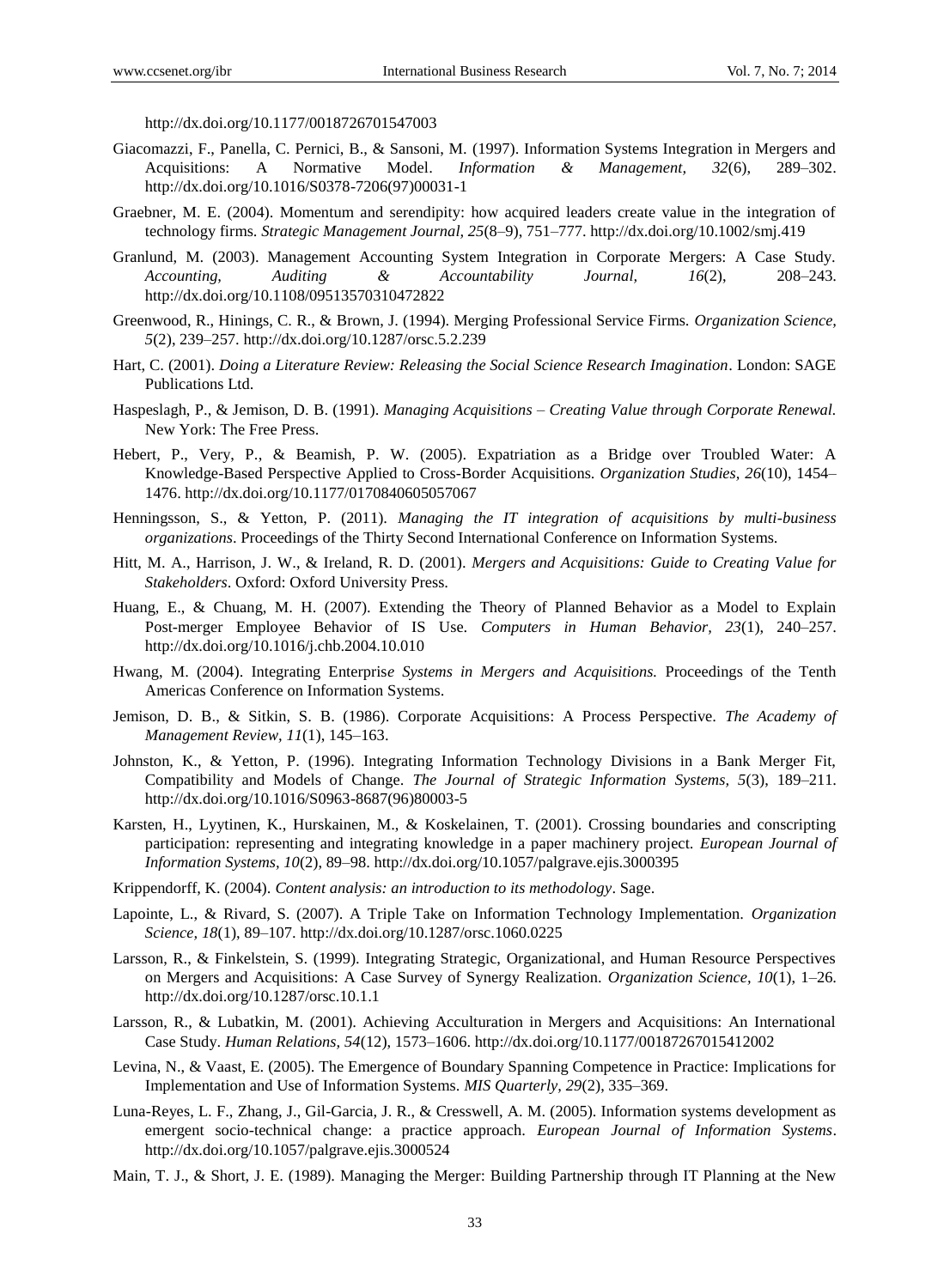http://dx.doi.org/10.1177/0018726701547003

Giacomazzi, F., Panella, C. Pernici, B., & Sansoni, M. (1997). Information Systems Integration in Mergers and Acquisitions: A Normative Model. *Information & Management, 32*(6), 289–302. http://dx.doi.org/10.1016/S0378-7206(97)00031-1

Graebner, M. E. (2004). Momentum and serendipity: how acquired leaders create value in the integration of technology firms. *Strategic Management Journal, 25*(8–9), 751–777. http://dx.doi.org/10.1002/smj.419

Granlund, M. (2003). Management Accounting System Integration in Corporate Mergers: A Case Study. *Accounting, Auditing & Accountability Journal, 16*(2), 208–243. http://dx.doi.org/10.1108/09513570310472822

Greenwood, R., Hinings, C. R., & Brown, J. (1994). Merging Professional Service Firms. *Organization Science, 5*(2), 239–257. http://dx.doi.org/10.1287/orsc.5.2.239

Hart, C. (2001). *Doing a Literature Review: Releasing the Social Science Research Imagination*. London: SAGE Publications Ltd.

Haspeslagh, P., & Jemison, D. B. (1991). *Managing Acquisitions – Creating Value through Corporate Renewal.* New York: The Free Press.

Hebert, P., Very, P., & Beamish, P. W. (2005). Expatriation as a Bridge over Troubled Water: A Knowledge-Based Perspective Applied to Cross-Border Acquisitions. *Organization Studies, 26*(10), 1454–1476. http://dx.doi.org/10.1177/0170840605057067

Henningsson, S., & Yetton, P. (2011). *Managing the IT integration of acquisitions by multi-business organizations*. Proceedings of the Thirty Second International Conference on Information Systems.

Hitt, M. A., Harrison, J. W., & Ireland, R. D. (2001). *Mergers and Acquisitions: Guide to Creating Value for Stakeholders*. Oxford: Oxford University Press.

Huang, E., & Chuang, M. H. (2007). Extending the Theory of Planned Behavior as a Model to Explain Post-merger Employee Behavior of IS Use. *Computers in Human Behavior, 23*(1), 240–257. http://dx.doi.org/10.1016/j.chb.2004.10.010

Hwang, M. (2004). Integrating Enterpris*e Systems in Mergers and Acquisitions.* Proceedings of the Tenth Americas Conference on Information Systems.

Jemison, D. B., & Sitkin, S. B. (1986). Corporate Acquisitions: A Process Perspective. *The Academy of Management Review, 11*(1), 145–163.

Johnston, K., & Yetton, P. (1996). Integrating Information Technology Divisions in a Bank Merger Fit, Compatibility and Models of Change. *The Journal of Strategic Information Systems, 5*(3), 189–211. http://dx.doi.org/10.1016/S0963-8687(96)80003-5

Karsten, H., Lyytinen, K., Hurskainen, M., & Koskelainen, T. (2001). Crossing boundaries and conscripting participation: representing and integrating knowledge in a paper machinery project. *European Journal of Information Systems, 10*(2), 89–98. http://dx.doi.org/10.1057/palgrave.ejis.3000395

Krippendorff, K. (2004). *Content analysis: an introduction to its methodology*. Sage.

Lapointe, L., & Rivard, S. (2007). A Triple Take on Information Technology Implementation. *Organization Science, 18*(1), 89–107. http://dx.doi.org/10.1287/orsc.1060.0225

Larsson, R., & Finkelstein, S. (1999). Integrating Strategic, Organizational, and Human Resource Perspectives on Mergers and Acquisitions: A Case Survey of Synergy Realization. *Organization Science, 10*(1), 1–26. http://dx.doi.org/10.1287/orsc.10.1.1

Larsson, R., & Lubatkin, M. (2001). Achieving Acculturation in Mergers and Acquisitions: An International Case Study. *Human Relations, 54*(12), 1573–1606. http://dx.doi.org/10.1177/00187267015412002

Levina, N., & Vaast, E. (2005). The Emergence of Boundary Spanning Competence in Practice: Implications for Implementation and Use of Information Systems. *MIS Quarterly, 29*(2), 335–369.

Luna-Reyes, L. F., Zhang, J., Gil-Garcia, J. R., & Cresswell, A. M. (2005). Information systems development as emergent socio-technical change: a practice approach. *European Journal of Information Systems*. http://dx.doi.org/10.1057/palgrave.ejis.3000524

Main, T. J., & Short, J. E. (1989). Managing the Merger: Building Partnership through IT Planning at the New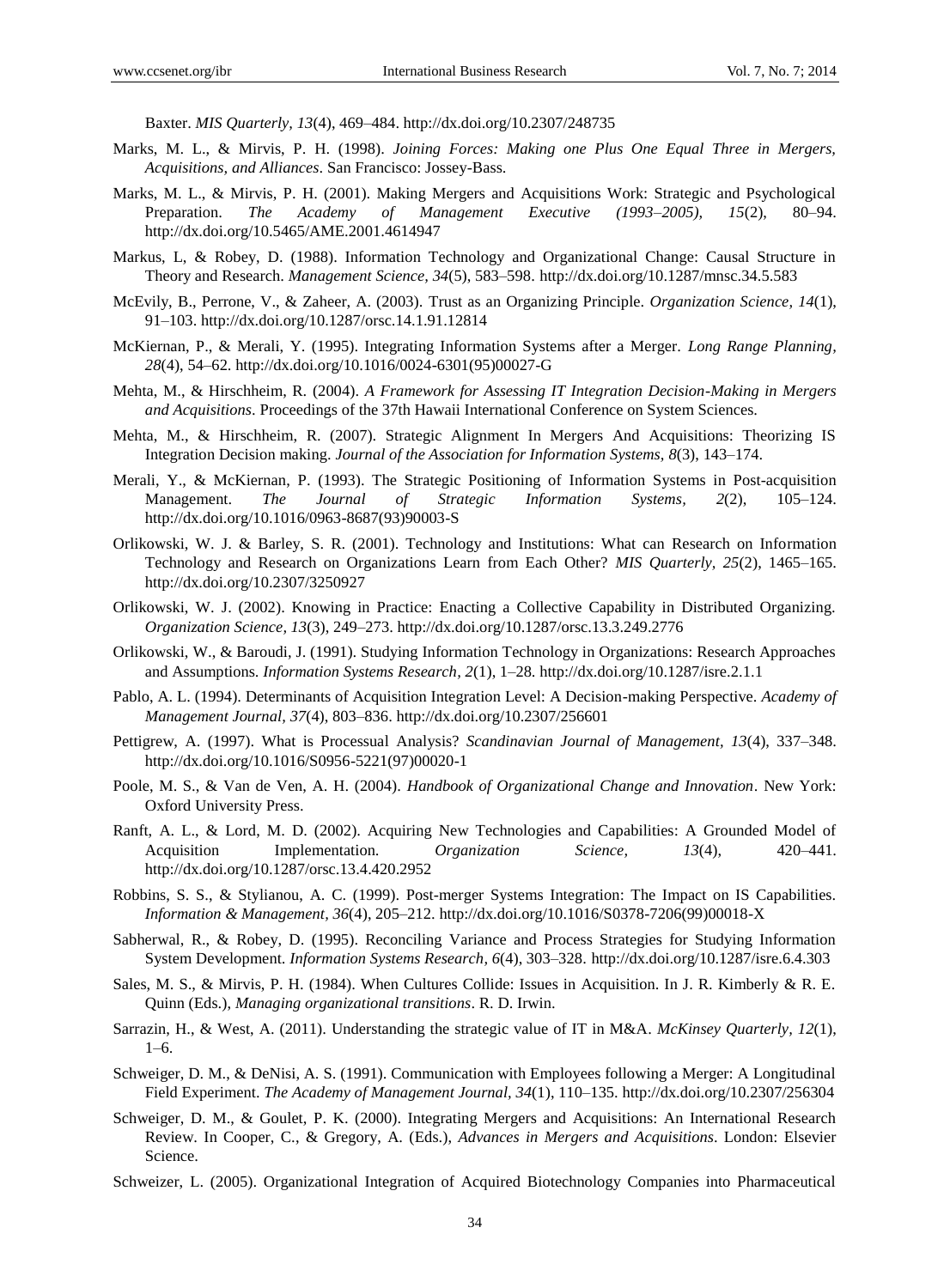Baxter. *MIS Quarterly, 13*(4), 469–484. http://dx.doi.org/10.2307/248735

Marks, M. L., & Mirvis, P. H. (1998). *Joining Forces: Making one Plus One Equal Three in Mergers, Acquisitions, and Alliances*. San Francisco: Jossey-Bass.

Marks, M. L., & Mirvis, P. H. (2001). Making Mergers and Acquisitions Work: Strategic and Psychological Preparation. *The Academy of Management Executive (1993–2005), 15*(2), 80–94. http://dx.doi.org/10.5465/AME.2001.4614947

Markus, L, & Robey, D. (1988). Information Technology and Organizational Change: Causal Structure in Theory and Research. *Management Science, 34*(5), 583–598. http://dx.doi.org/10.1287/mnsc.34.5.583

McEvily, B., Perrone, V., & Zaheer, A. (2003). Trust as an Organizing Principle. *Organization Science, 14*(1), 91–103. http://dx.doi.org/10.1287/orsc.14.1.91.12814

McKiernan, P., & Merali, Y. (1995). Integrating Information Systems after a Merger. *Long Range Planning, 28*(4), 54–62. http://dx.doi.org/10.1016/0024-6301(95)00027-G

Mehta, M., & Hirschheim, R. (2004). *A Framework for Assessing IT Integration Decision-Making in Mergers and Acquisitions*. Proceedings of the 37th Hawaii International Conference on System Sciences.

Mehta, M., & Hirschheim, R. (2007). Strategic Alignment In Mergers And Acquisitions: Theorizing IS Integration Decision making. *Journal of the Association for Information Systems, 8*(3), 143–174.

Merali, Y., & McKiernan, P. (1993). The Strategic Positioning of Information Systems in Post-acquisition Management. *The Journal of Strategic Information Systems*, *2*(2), 105–124. http://dx.doi.org/10.1016/0963-8687(93)90003-S

Orlikowski, W. J. & Barley, S. R. (2001). Technology and Institutions: What can Research on Information Technology and Research on Organizations Learn from Each Other? *MIS Quarterly, 25*(2), 1465–165. http://dx.doi.org/10.2307/3250927

Orlikowski, W. J. (2002). Knowing in Practice: Enacting a Collective Capability in Distributed Organizing. *Organization Science, 13*(3), 249–273. http://dx.doi.org/10.1287/orsc.13.3.249.2776

Orlikowski, W., & Baroudi, J. (1991). Studying Information Technology in Organizations: Research Approaches and Assumptions. *Information Systems Research, 2*(1), 1–28. http://dx.doi.org/10.1287/isre.2.1.1

Pablo, A. L. (1994). Determinants of Acquisition Integration Level: A Decision-making Perspective. *Academy of Management Journal, 37*(4), 803–836. http://dx.doi.org/10.2307/256601

Pettigrew, A. (1997). What is Processual Analysis? *Scandinavian Journal of Management, 13*(4), 337–348. http://dx.doi.org/10.1016/S0956-5221(97)00020-1

Poole, M. S., & Van de Ven, A. H. (2004). *Handbook of Organizational Change and Innovation*. New York: Oxford University Press.

Ranft, A. L., & Lord, M. D. (2002). Acquiring New Technologies and Capabilities: A Grounded Model of Acquisition Implementation. *Organization Science, 13*(4), 420–441. http://dx.doi.org/10.1287/orsc.13.4.420.2952

Robbins, S. S., & Stylianou, A. C. (1999). Post-merger Systems Integration: The Impact on IS Capabilities. *Information & Management, 36*(4), 205–212. http://dx.doi.org/10.1016/S0378-7206(99)00018-X

Sabherwal, R., & Robey, D. (1995). Reconciling Variance and Process Strategies for Studying Information System Development. *Information Systems Research, 6*(4), 303–328. http://dx.doi.org/10.1287/isre.6.4.303

Sales, M. S., & Mirvis, P. H. (1984). When Cultures Collide: Issues in Acquisition. In J. R. Kimberly & R. E. Quinn (Eds.), *Managing organizational transitions*. R. D. Irwin.

Sarrazin, H., & West, A. (2011). Understanding the strategic value of IT in M&A. *McKinsey Quarterly, 12*(1), 1–6.

Schweiger, D. M., & DeNisi, A. S. (1991). Communication with Employees following a Merger: A Longitudinal Field Experiment. *The Academy of Management Journal, 34*(1), 110–135. http://dx.doi.org/10.2307/256304

Schweiger, D. M., & Goulet, P. K. (2000). Integrating Mergers and Acquisitions: An International Research Review. In Cooper, C., & Gregory, A. (Eds.), *Advances in Mergers and Acquisitions*. London: Elsevier Science.

Schweizer, L. (2005). Organizational Integration of Acquired Biotechnology Companies into Pharmaceutical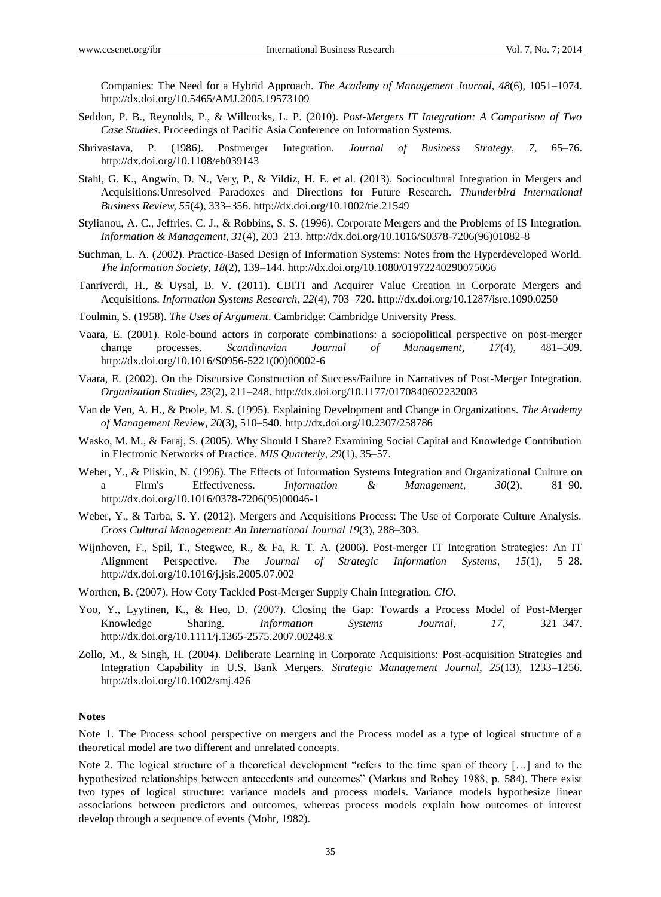Companies: The Need for a Hybrid Approach. *The Academy of Management Journal, 48*(6), 1051–1074. http://dx.doi.org/10.5465/AMJ.2005.19573109

Seddon, P. B., Reynolds, P., & Willcocks, L. P. (2010). *Post-Mergers IT Integration: A Comparison of Two Case Studies*. Proceedings of Pacific Asia Conference on Information Systems.

Shrivastava, P. (1986). Postmerger Integration. *Journal of Business Strategy, 7*, 65–76. http://dx.doi.org/10.1108/eb039143

Stahl, G. K., Angwin, D. N., Very, P., & Yildiz, H. E. et al. (2013). Sociocultural Integration in Mergers and Acquisitions:Unresolved Paradoxes and Directions for Future Research. *Thunderbird International Business Review, 55*(4), 333–356. http://dx.doi.org/10.1002/tie.21549

Stylianou, A. C., Jeffries, C. J., & Robbins, S. S. (1996). Corporate Mergers and the Problems of IS Integration. *Information & Management, 31*(4), 203–213. http://dx.doi.org/10.1016/S0378-7206(96)01082-8

Suchman, L. A. (2002). Practice-Based Design of Information Systems: Notes from the Hyperdeveloped World. *The Information Society, 18*(2), 139–144. http://dx.doi.org/10.1080/01972240290075066

Tanriverdi, H., & Uysal, B. V. (2011). CBITI and Acquirer Value Creation in Corporate Mergers and Acquisitions. *Information Systems Research, 22*(4), 703–720. http://dx.doi.org/10.1287/isre.1090.0250

Toulmin, S. (1958). *The Uses of Argument*. Cambridge: Cambridge University Press.

Vaara, E. (2001). Role-bound actors in corporate combinations: a sociopolitical perspective on post-merger change processes. *Scandinavian Journal of Management, 17*(4), 481–509. http://dx.doi.org/10.1016/S0956-5221(00)00002-6

Vaara, E. (2002). On the Discursive Construction of Success/Failure in Narratives of Post-Merger Integration. *Organization Studies, 23*(2), 211–248. http://dx.doi.org/10.1177/0170840602232003

Van de Ven, A. H., & Poole, M. S. (1995). Explaining Development and Change in Organizations. *The Academy of Management Review, 20*(3), 510–540. http://dx.doi.org/10.2307/258786

Wasko, M. M., & Faraj, S. (2005). Why Should I Share? Examining Social Capital and Knowledge Contribution in Electronic Networks of Practice. *MIS Quarterly, 29*(1), 35–57.

Weber, Y., & Pliskin, N. (1996). The Effects of Information Systems Integration and Organizational Culture on a Firm's Effectiveness. *Information & Management, 30*(2), 81–90. http://dx.doi.org/10.1016/0378-7206(95)00046-1

Weber, Y., & Tarba, S. Y. (2012). Mergers and Acquisitions Process: The Use of Corporate Culture Analysis. *Cross Cultural Management: An International Journal 19*(3), 288–303.

Wijnhoven, F., Spil, T., Stegwee, R., & Fa, R. T. A. (2006). Post-merger IT Integration Strategies: An IT Alignment Perspective. *The Journal of Strategic Information Systems, 15*(1), 5–28. http://dx.doi.org/10.1016/j.jsis.2005.07.002

Worthen, B. (2007). How Coty Tackled Post-Merger Supply Chain Integration. *CIO*.

Yoo, Y., Lyytinen, K., & Heo, D. (2007). Closing the Gap: Towards a Process Model of Post-Merger Knowledge Sharing. *Information Systems Journal, 17*, 321–347. http://dx.doi.org/10.1111/j.1365-2575.2007.00248.x

Zollo, M., & Singh, H. (2004). Deliberate Learning in Corporate Acquisitions: Post-acquisition Strategies and Integration Capability in U.S. Bank Mergers. *Strategic Management Journal, 25*(13), 1233–1256. http://dx.doi.org/10.1002/smj.426

## Notes

Note 1. The Process school perspective on mergers and the Process model as a type of logical structure of a theoretical model are two different and unrelated concepts.

Note 2. The logical structure of a theoretical development "refers to the time span of theory […] and to the hypothesized relationships between antecedents and outcomes" (Markus and Robey 1988, p. 584). There exist two types of logical structure: variance models and process models. Variance models hypothesize linear associations between predictors and outcomes, whereas process models explain how outcomes of interest develop through a sequence of events (Mohr, 1982).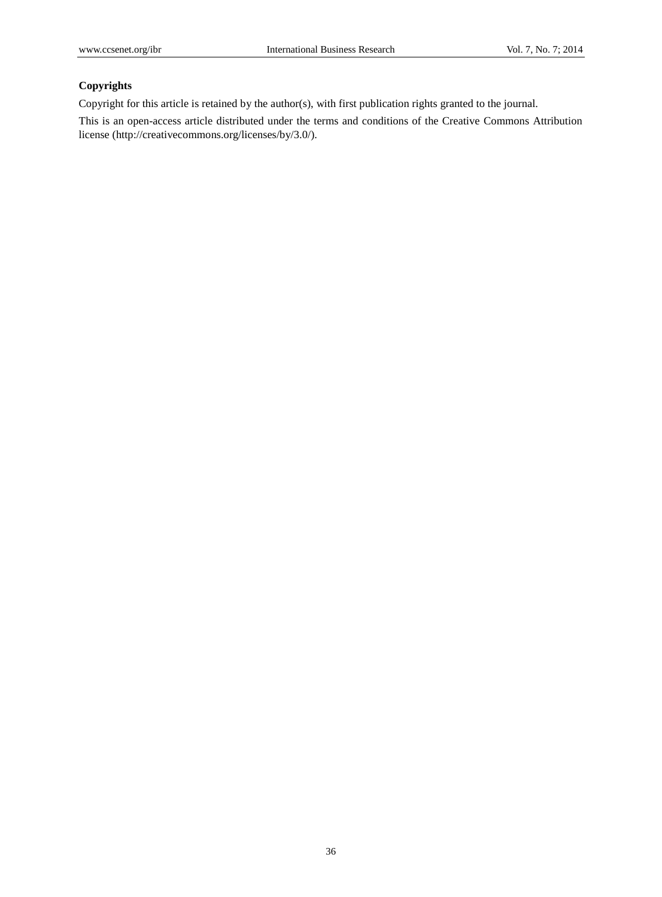**Copyrights**

Copyright for this article is retained by the author(s), with first publication rights granted to the journal.

This is an open-access article distributed under the terms and conditions of the Creative Commons Attribution license (http://creativecommons.org/licenses/by/3.0/).